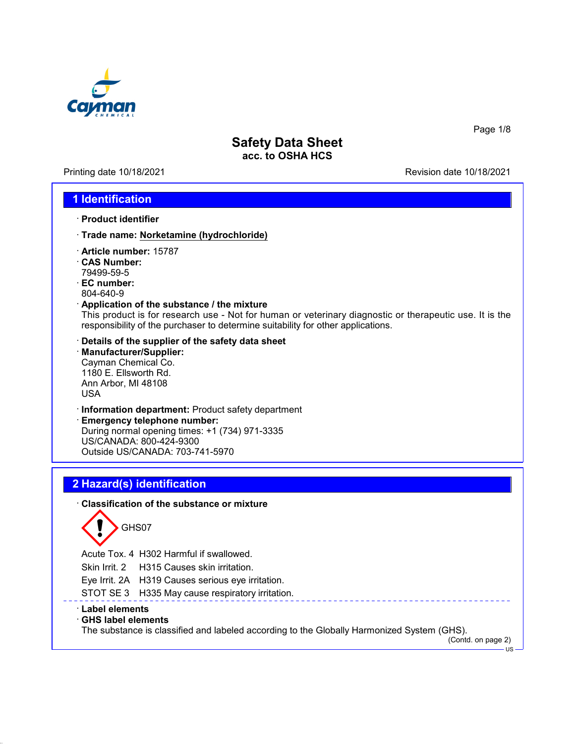# Safety Data Sheet

**acc. to OSHA HCS**

Printing date 10/18/2021 | Revision date 10/18/2021

## 1 Identification

· **Product identifier**

· **Trade name: Norketamine (hydrochloride)**

· **Article number:** 15787
· **CAS Number:**
79499-59-5
· **EC number:**
804-640-9
· **Application of the substance / the mixture**
This product is for research use - Not for human or veterinary diagnostic or therapeutic use. It is the responsibility of the purchaser to determine suitability for other applications.

· **Details of the supplier of the safety data sheet**
· **Manufacturer/Supplier:**
Cayman Chemical Co.
1180 E. Ellsworth Rd.
Ann Arbor, MI 48108
USA

· **Information department:** Product safety department
· **Emergency telephone number:**
During normal opening times: +1 (734) 971-3335
US/CANADA: 800-424-9300
Outside US/CANADA: 703-741-5970

## 2 Hazard(s) identification

· **Classification of the substance or mixture**

GHS07

Acute Tox. 4 H302 Harmful if swallowed.
Skin Irrit. 2 H315 Causes skin irritation.
Eye Irrit. 2A H319 Causes serious eye irritation.
STOT SE 3 H335 May cause respiratory irritation.

· **Label elements**
· **GHS label elements**
The substance is classified and labeled according to the Globally Harmonized System (GHS).

(Contd. on page 2)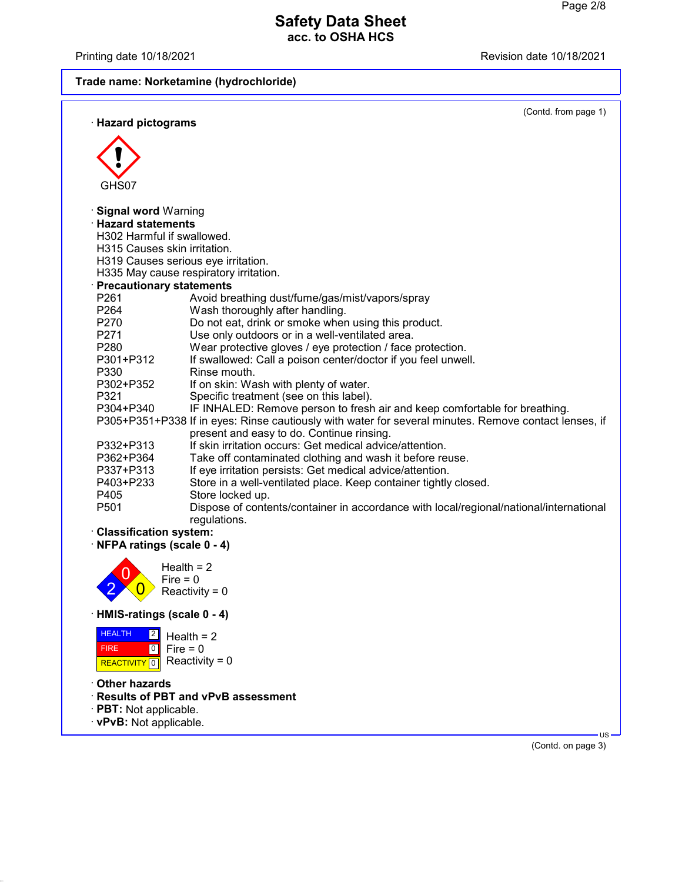(Contd. from page 1)

· **Hazard pictograms**

GHS07

· **Signal word** Warning

· **Hazard statements**

H302 Harmful if swallowed.
H315 Causes skin irritation.
H319 Causes serious eye irritation.
H335 May cause respiratory irritation.

· **Precautionary statements**

| | |
|---|---|
| P261 | Avoid breathing dust/fume/gas/mist/vapors/spray |
| P264 | Wash thoroughly after handling. |
| P270 | Do not eat, drink or smoke when using this product. |
| P271 | Use only outdoors or in a well-ventilated area. |
| P280 | Wear protective gloves / eye protection / face protection. |
| P301+P312 | If swallowed: Call a poison center/doctor if you feel unwell. |
| P330 | Rinse mouth. |
| P302+P352 | If on skin: Wash with plenty of water. |
| P321 | Specific treatment (see on this label). |
| P304+P340 | IF INHALED: Remove person to fresh air and keep comfortable for breathing. |
| P305+P351+P338 | If in eyes: Rinse cautiously with water for several minutes. Remove contact lenses, if present and easy to do. Continue rinsing. |
| P332+P313 | If skin irritation occurs: Get medical advice/attention. |
| P362+P364 | Take off contaminated clothing and wash it before reuse. |
| P337+P313 | If eye irritation persists: Get medical advice/attention. |
| P403+P233 | Store in a well-ventilated place. Keep container tightly closed. |
| P405 | Store locked up. |
| P501 | Dispose of contents/container in accordance with local/regional/national/international regulations. |

· **Classification system:**

· **NFPA ratings (scale 0 - 4)**

Health = 2
Fire = 0
Reactivity = 0

· **HMIS-ratings (scale 0 - 4)**

| | | |
|---|---|---|
| HEALTH | 2 | Health = 2 |
| FIRE | 0 | Fire = 0 |
| REACTIVITY | 0 | Reactivity = 0 |

· **Other hazards**

· **Results of PBT and vPvB assessment**

· **PBT:** Not applicable.

· **vPvB:** Not applicable.

(Contd. on page 3)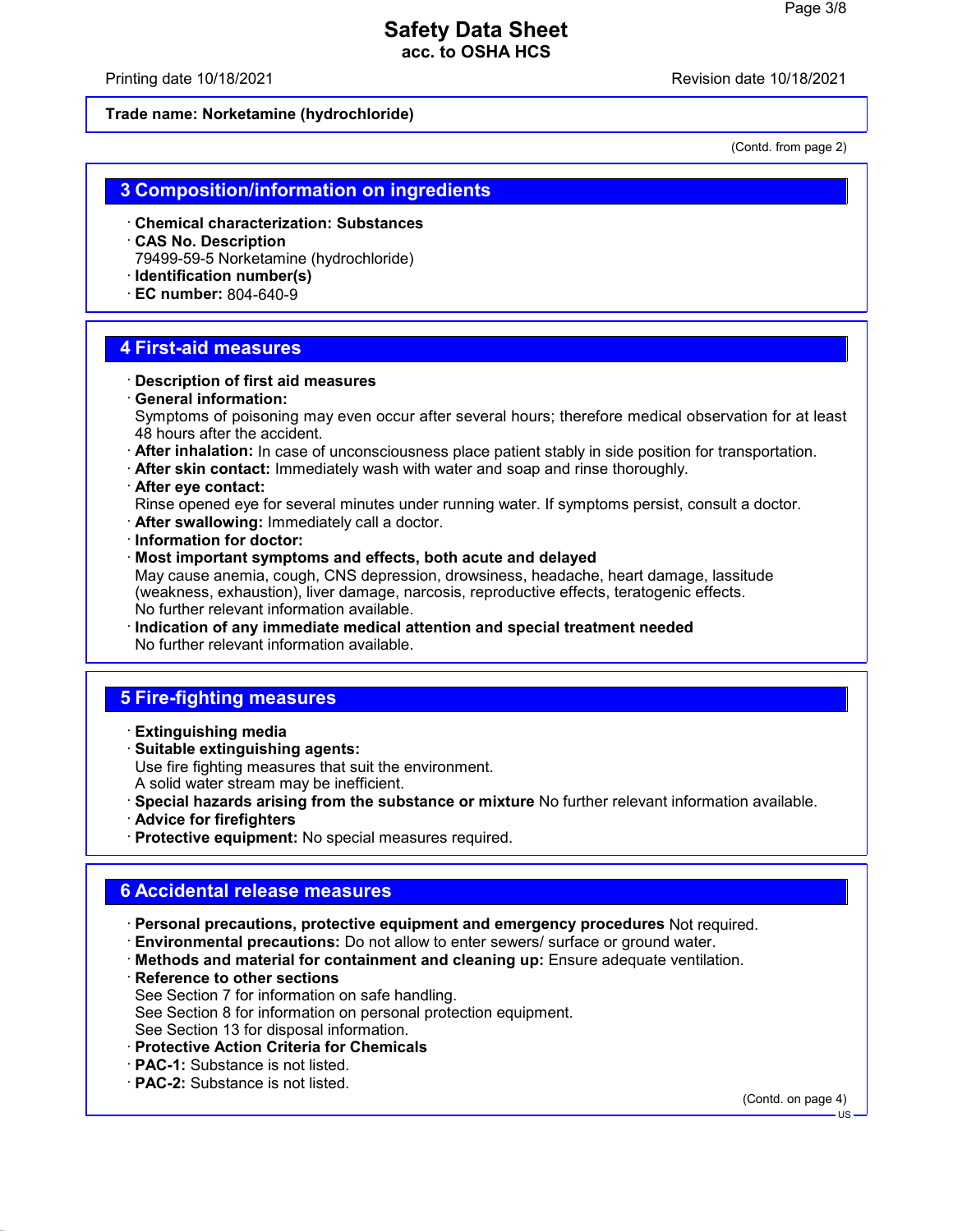**Trade name: Norketamine (hydrochloride)**

(Contd. from page 2)

## 3 Composition/information on ingredients

· **Chemical characterization: Substances**
· **CAS No. Description**
79499-59-5 Norketamine (hydrochloride)
· **Identification number(s)**
· **EC number:** 804-640-9

## 4 First-aid measures

· **Description of first aid measures**
· **General information:**
Symptoms of poisoning may even occur after several hours; therefore medical observation for at least 48 hours after the accident.
· **After inhalation:** In case of unconsciousness place patient stably in side position for transportation.
· **After skin contact:** Immediately wash with water and soap and rinse thoroughly.
· **After eye contact:**
Rinse opened eye for several minutes under running water. If symptoms persist, consult a doctor.
· **After swallowing:** Immediately call a doctor.
· **Information for doctor:**
· **Most important symptoms and effects, both acute and delayed**
May cause anemia, cough, CNS depression, drowsiness, headache, heart damage, lassitude (weakness, exhaustion), liver damage, narcosis, reproductive effects, teratogenic effects.
No further relevant information available.
· **Indication of any immediate medical attention and special treatment needed**
No further relevant information available.

## 5 Fire-fighting measures

· **Extinguishing media**
· **Suitable extinguishing agents:**
Use fire fighting measures that suit the environment.
A solid water stream may be inefficient.
· **Special hazards arising from the substance or mixture** No further relevant information available.
· **Advice for firefighters**
· **Protective equipment:** No special measures required.

## 6 Accidental release measures

· **Personal precautions, protective equipment and emergency procedures** Not required.
· **Environmental precautions:** Do not allow to enter sewers/ surface or ground water.
· **Methods and material for containment and cleaning up:** Ensure adequate ventilation.
· **Reference to other sections**
See Section 7 for information on safe handling.
See Section 8 for information on personal protection equipment.
See Section 13 for disposal information.
· **Protective Action Criteria for Chemicals**
· **PAC-1:** Substance is not listed.
· **PAC-2:** Substance is not listed.

(Contd. on page 4)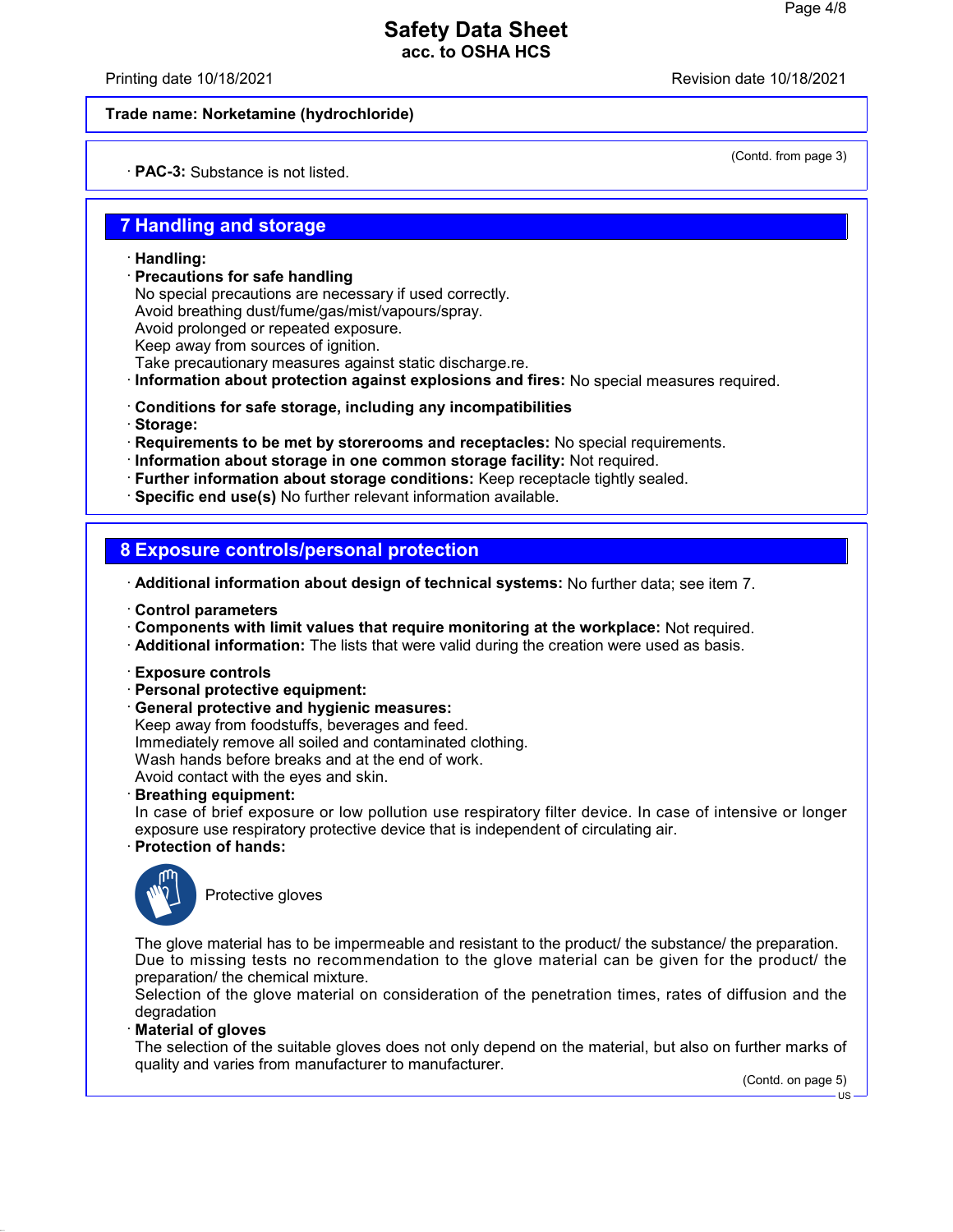**Trade name: Norketamine (hydrochloride)**

(Contd. from page 3)

· **PAC-3:** Substance is not listed.

## 7 Handling and storage

· **Handling:**
· **Precautions for safe handling**
No special precautions are necessary if used correctly.
Avoid breathing dust/fume/gas/mist/vapours/spray.
Avoid prolonged or repeated exposure.
Keep away from sources of ignition.
Take precautionary measures against static discharge.re.
· **Information about protection against explosions and fires:** No special measures required.

· **Conditions for safe storage, including any incompatibilities**
· **Storage:**
· **Requirements to be met by storerooms and receptacles:** No special requirements.
· **Information about storage in one common storage facility:** Not required.
· **Further information about storage conditions:** Keep receptacle tightly sealed.
· **Specific end use(s)** No further relevant information available.

## 8 Exposure controls/personal protection

· **Additional information about design of technical systems:** No further data; see item 7.

· **Control parameters**
· **Components with limit values that require monitoring at the workplace:** Not required.
· **Additional information:** The lists that were valid during the creation were used as basis.

· **Exposure controls**
· **Personal protective equipment:**
· **General protective and hygienic measures:**
Keep away from foodstuffs, beverages and feed.
Immediately remove all soiled and contaminated clothing.
Wash hands before breaks and at the end of work.
Avoid contact with the eyes and skin.
· **Breathing equipment:**
In case of brief exposure or low pollution use respiratory filter device. In case of intensive or longer exposure use respiratory protective device that is independent of circulating air.
· **Protection of hands:**

Protective gloves

The glove material has to be impermeable and resistant to the product/ the substance/ the preparation.
Due to missing tests no recommendation to the glove material can be given for the product/ the preparation/ the chemical mixture.
Selection of the glove material on consideration of the penetration times, rates of diffusion and the degradation
· **Material of gloves**
The selection of the suitable gloves does not only depend on the material, but also on further marks of quality and varies from manufacturer to manufacturer.

(Contd. on page 5)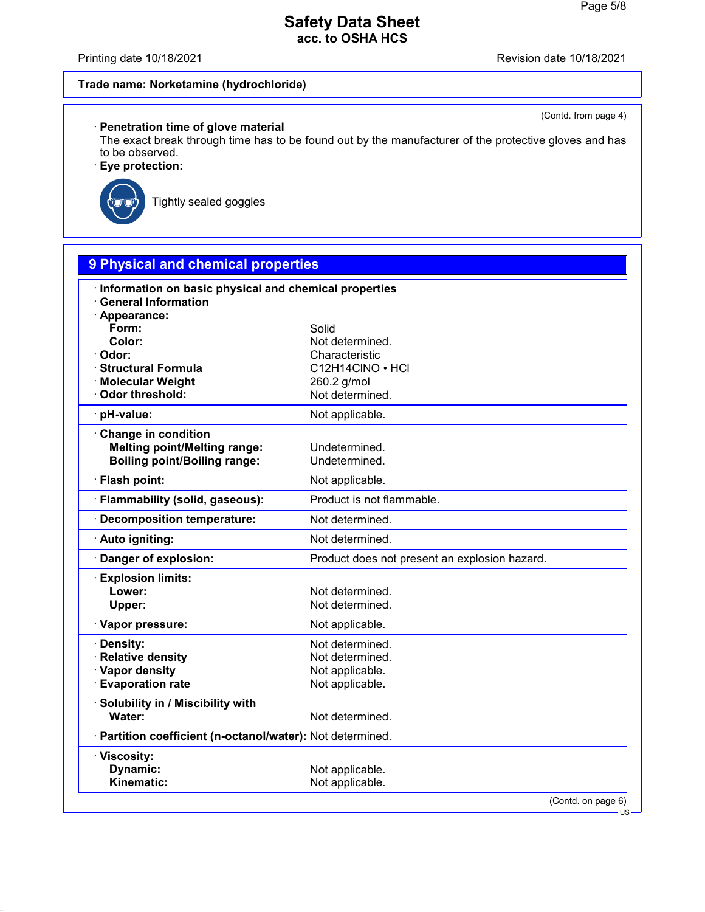**Trade name: Norketamine (hydrochloride)**

(Contd. from page 4)

· **Penetration time of glove material**
The exact break through time has to be found out by the manufacturer of the protective gloves and has to be observed.

· **Eye protection:**

Tightly sealed goggles

## 9 Physical and chemical properties

| | |
|---|---|
| · **Information on basic physical and chemical properties** | |
| · **General Information** | |
| · **Appearance:** | |
| **Form:** | Solid |
| **Color:** | Not determined. |
| · **Odor:** | Characteristic |
| · **Structural Formula** | C12H14ClNO • HCl |
| · **Molecular Weight** | 260.2 g/mol |
| · **Odor threshold:** | Not determined. |
| · **pH-value:** | Not applicable. |
| · **Change in condition** | |
| **Melting point/Melting range:** | Undetermined. |
| **Boiling point/Boiling range:** | Undetermined. |
| · **Flash point:** | Not applicable. |
| · **Flammability (solid, gaseous):** | Product is not flammable. |
| · **Decomposition temperature:** | Not determined. |
| · **Auto igniting:** | Not determined. |
| · **Danger of explosion:** | Product does not present an explosion hazard. |
| · **Explosion limits:** | |
| **Lower:** | Not determined. |
| **Upper:** | Not determined. |
| · **Vapor pressure:** | Not applicable. |
| · **Density:** | Not determined. |
| · **Relative density** | Not determined. |
| · **Vapor density** | Not applicable. |
| · **Evaporation rate** | Not applicable. |
| · **Solubility in / Miscibility with** | |
| **Water:** | Not determined. |
| · **Partition coefficient (n-octanol/water):** | Not determined. |
| · **Viscosity:** | |
| **Dynamic:** | Not applicable. |
| **Kinematic:** | Not applicable. |

(Contd. on page 6)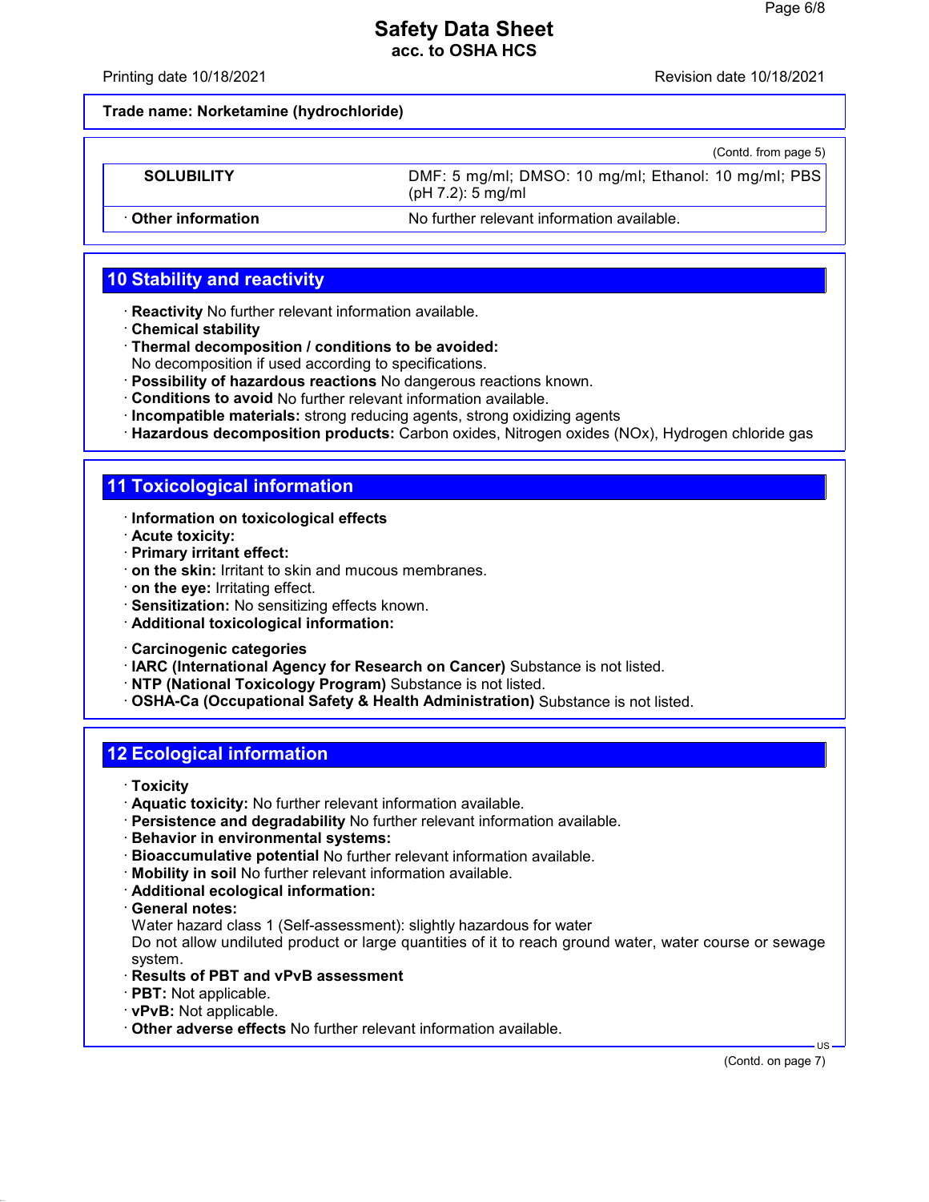**Trade name: Norketamine (hydrochloride)**

(Contd. from page 5)

| | |
|---|---|
| **SOLUBILITY** | DMF: 5 mg/ml; DMSO: 10 mg/ml; Ethanol: 10 mg/ml; PBS (pH 7.2): 5 mg/ml |
| · **Other information** | No further relevant information available. |

## 10 Stability and reactivity

· **Reactivity** No further relevant information available.
· **Chemical stability**
· **Thermal decomposition / conditions to be avoided:**
No decomposition if used according to specifications.
· **Possibility of hazardous reactions** No dangerous reactions known.
· **Conditions to avoid** No further relevant information available.
· **Incompatible materials:** strong reducing agents, strong oxidizing agents
· **Hazardous decomposition products:** Carbon oxides, Nitrogen oxides (NOx), Hydrogen chloride gas

## 11 Toxicological information

· **Information on toxicological effects**
· **Acute toxicity:**
· **Primary irritant effect:**
· **on the skin:** Irritant to skin and mucous membranes.
· **on the eye:** Irritating effect.
· **Sensitization:** No sensitizing effects known.
· **Additional toxicological information:**

· **Carcinogenic categories**
· **IARC (International Agency for Research on Cancer)** Substance is not listed.
· **NTP (National Toxicology Program)** Substance is not listed.
· **OSHA-Ca (Occupational Safety & Health Administration)** Substance is not listed.

## 12 Ecological information

· **Toxicity**
· **Aquatic toxicity:** No further relevant information available.
· **Persistence and degradability** No further relevant information available.
· **Behavior in environmental systems:**
· **Bioaccumulative potential** No further relevant information available.
· **Mobility in soil** No further relevant information available.
· **Additional ecological information:**
· **General notes:**
Water hazard class 1 (Self-assessment): slightly hazardous for water
Do not allow undiluted product or large quantities of it to reach ground water, water course or sewage system.
· **Results of PBT and vPvB assessment**
· **PBT:** Not applicable.
· **vPvB:** Not applicable.
· **Other adverse effects** No further relevant information available.

(Contd. on page 7)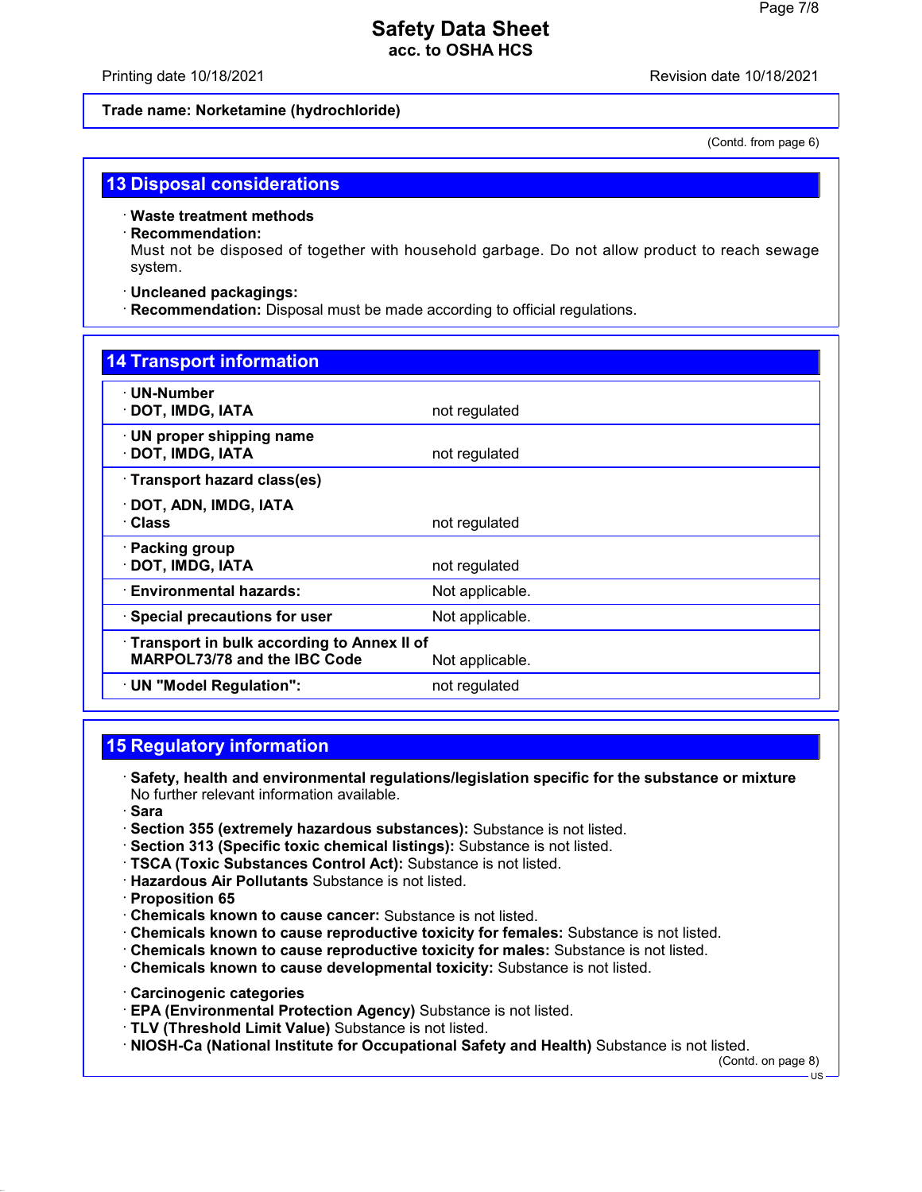**Trade name: Norketamine (hydrochloride)**

(Contd. from page 6)

## 13 Disposal considerations

· **Waste treatment methods**
· **Recommendation:**
Must not be disposed of together with household garbage. Do not allow product to reach sewage system.

· **Uncleaned packagings:**
· **Recommendation:** Disposal must be made according to official regulations.

## 14 Transport information

| | |
|---|---|
| · **UN-Number**<br>· **DOT, IMDG, IATA** | not regulated |
| · **UN proper shipping name**<br>· **DOT, IMDG, IATA** | not regulated |
| · **Transport hazard class(es)**<br>· **DOT, ADN, IMDG, IATA**<br>· **Class** | not regulated |
| · **Packing group**<br>· **DOT, IMDG, IATA** | not regulated |
| · **Environmental hazards:** | Not applicable. |
| · **Special precautions for user** | Not applicable. |
| · **Transport in bulk according to Annex II of MARPOL73/78 and the IBC Code** | Not applicable. |
| · **UN "Model Regulation":** | not regulated |

## 15 Regulatory information

· **Safety, health and environmental regulations/legislation specific for the substance or mixture**
No further relevant information available.
· **Sara**
· **Section 355 (extremely hazardous substances):** Substance is not listed.
· **Section 313 (Specific toxic chemical listings):** Substance is not listed.
· **TSCA (Toxic Substances Control Act):** Substance is not listed.
· **Hazardous Air Pollutants** Substance is not listed.
· **Proposition 65**
· **Chemicals known to cause cancer:** Substance is not listed.
· **Chemicals known to cause reproductive toxicity for females:** Substance is not listed.
· **Chemicals known to cause reproductive toxicity for males:** Substance is not listed.
· **Chemicals known to cause developmental toxicity:** Substance is not listed.

· **Carcinogenic categories**
· **EPA (Environmental Protection Agency)** Substance is not listed.
· **TLV (Threshold Limit Value)** Substance is not listed.
· **NIOSH-Ca (National Institute for Occupational Safety and Health)** Substance is not listed.

(Contd. on page 8)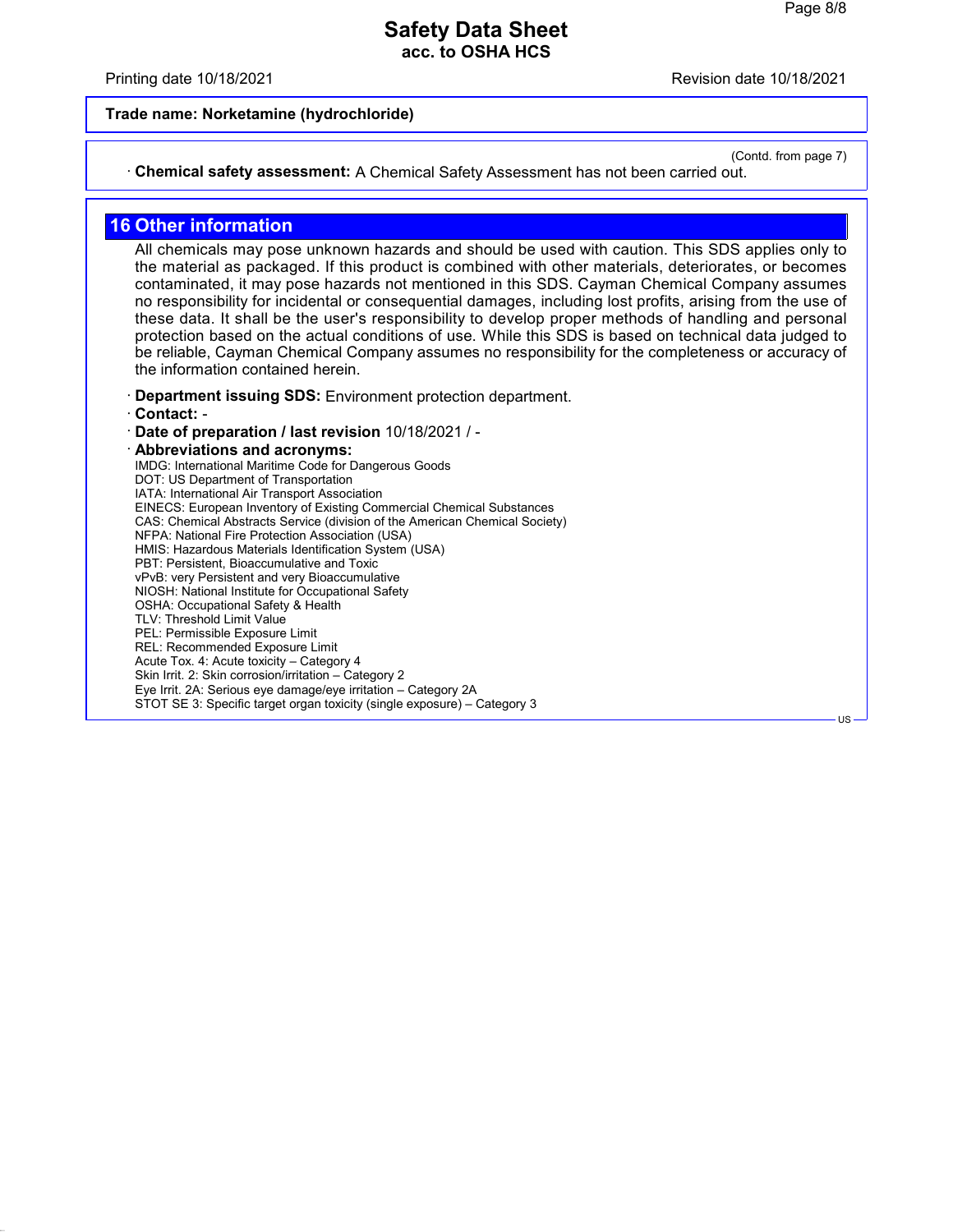(Contd. from page 7)

· **Chemical safety assessment:** A Chemical Safety Assessment has not been carried out.

## 16 Other information

All chemicals may pose unknown hazards and should be used with caution. This SDS applies only to the material as packaged. If this product is combined with other materials, deteriorates, or becomes contaminated, it may pose hazards not mentioned in this SDS. Cayman Chemical Company assumes no responsibility for incidental or consequential damages, including lost profits, arising from the use of these data. It shall be the user's responsibility to develop proper methods of handling and personal protection based on the actual conditions of use. While this SDS is based on technical data judged to be reliable, Cayman Chemical Company assumes no responsibility for the completeness or accuracy of the information contained herein.

· **Department issuing SDS:** Environment protection department.
· **Contact:** -
· **Date of preparation / last revision** 10/18/2021 / -
· **Abbreviations and acronyms:**
IMDG: International Maritime Code for Dangerous Goods
DOT: US Department of Transportation
IATA: International Air Transport Association
EINECS: European Inventory of Existing Commercial Chemical Substances
CAS: Chemical Abstracts Service (division of the American Chemical Society)
NFPA: National Fire Protection Association (USA)
HMIS: Hazardous Materials Identification System (USA)
PBT: Persistent, Bioaccumulative and Toxic
vPvB: very Persistent and very Bioaccumulative
NIOSH: National Institute for Occupational Safety
OSHA: Occupational Safety & Health
TLV: Threshold Limit Value
PEL: Permissible Exposure Limit
REL: Recommended Exposure Limit
Acute Tox. 4: Acute toxicity – Category 4
Skin Irrit. 2: Skin corrosion/irritation – Category 2
Eye Irrit. 2A: Serious eye damage/eye irritation – Category 2A
STOT SE 3: Specific target organ toxicity (single exposure) – Category 3